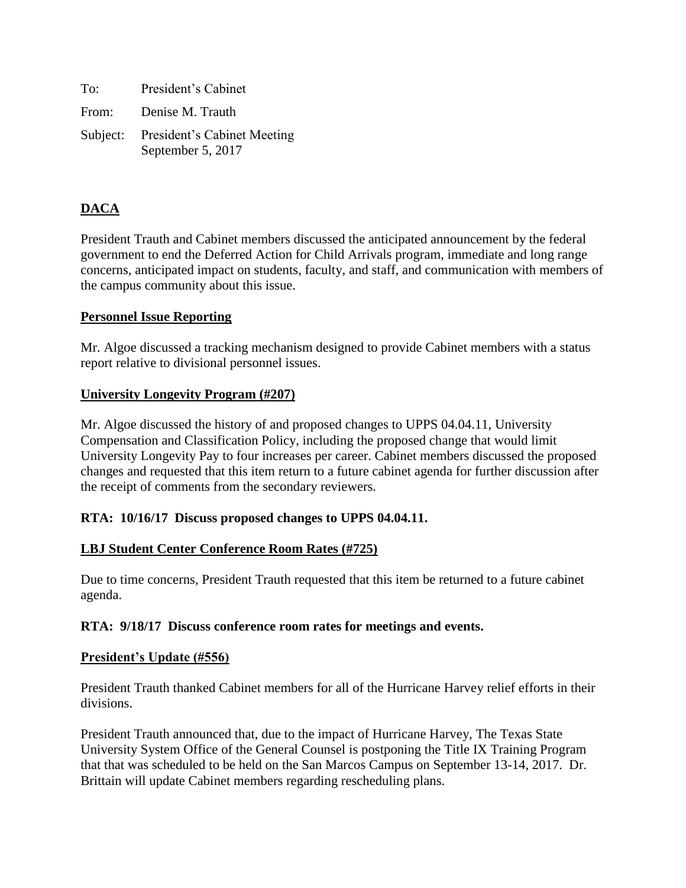To: President's Cabinet

From: Denise M. Trauth

Subject: President's Cabinet Meeting
September 5, 2017

## DACA

President Trauth and Cabinet members discussed the anticipated announcement by the federal government to end the Deferred Action for Child Arrivals program, immediate and long range concerns, anticipated impact on students, faculty, and staff, and communication with members of the campus community about this issue.

## Personnel Issue Reporting

Mr. Algoe discussed a tracking mechanism designed to provide Cabinet members with a status report relative to divisional personnel issues.

## University Longevity Program (#207)

Mr. Algoe discussed the history of and proposed changes to UPPS 04.04.11, University Compensation and Classification Policy, including the proposed change that would limit University Longevity Pay to four increases per career. Cabinet members discussed the proposed changes and requested that this item return to a future cabinet agenda for further discussion after the receipt of comments from the secondary reviewers.

**RTA: 10/16/17 Discuss proposed changes to UPPS 04.04.11.**

## LBJ Student Center Conference Room Rates (#725)

Due to time concerns, President Trauth requested that this item be returned to a future cabinet agenda.

**RTA: 9/18/17 Discuss conference room rates for meetings and events.**

## President's Update (#556)

President Trauth thanked Cabinet members for all of the Hurricane Harvey relief efforts in their divisions.

President Trauth announced that, due to the impact of Hurricane Harvey, The Texas State University System Office of the General Counsel is postponing the Title IX Training Program that that was scheduled to be held on the San Marcos Campus on September 13-14, 2017. Dr. Brittain will update Cabinet members regarding rescheduling plans.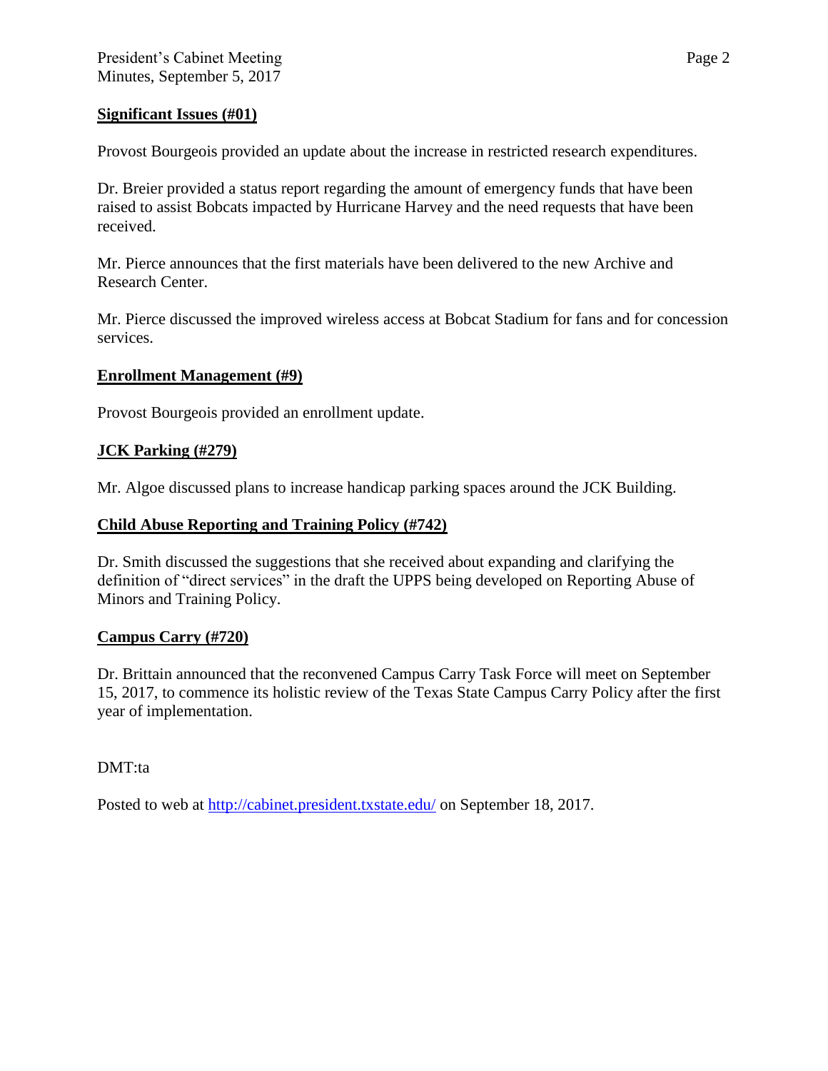**Significant Issues (#01)**

Provost Bourgeois provided an update about the increase in restricted research expenditures.

Dr. Breier provided a status report regarding the amount of emergency funds that have been raised to assist Bobcats impacted by Hurricane Harvey and the need requests that have been received.

Mr. Pierce announces that the first materials have been delivered to the new Archive and Research Center.

Mr. Pierce discussed the improved wireless access at Bobcat Stadium for fans and for concession services.

**Enrollment Management (#9)**

Provost Bourgeois provided an enrollment update.

**JCK Parking (#279)**

Mr. Algoe discussed plans to increase handicap parking spaces around the JCK Building.

**Child Abuse Reporting and Training Policy (#742)**

Dr. Smith discussed the suggestions that she received about expanding and clarifying the definition of "direct services" in the draft the UPPS being developed on Reporting Abuse of Minors and Training Policy.

**Campus Carry (#720)**

Dr. Brittain announced that the reconvened Campus Carry Task Force will meet on September 15, 2017, to commence its holistic review of the Texas State Campus Carry Policy after the first year of implementation.

DMT:ta

Posted to web at http://cabinet.president.txstate.edu/ on September 18, 2017.